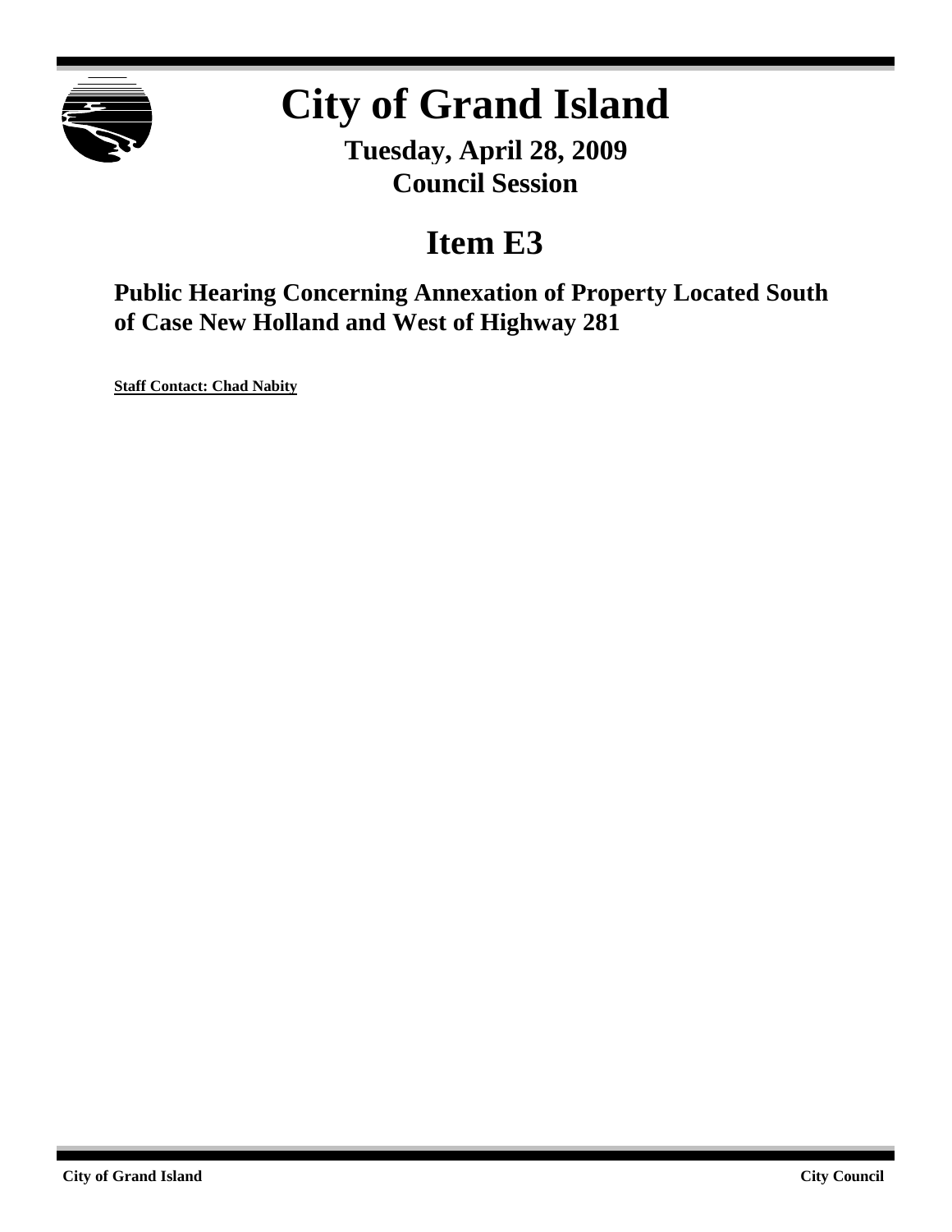# City of Grand Island

**Tuesday, April 28, 2009**
**Council Session**

## Item E3

### Public Hearing Concerning Annexation of Property Located South of Case New Holland and West of Highway 281

**Staff Contact: Chad Nabity**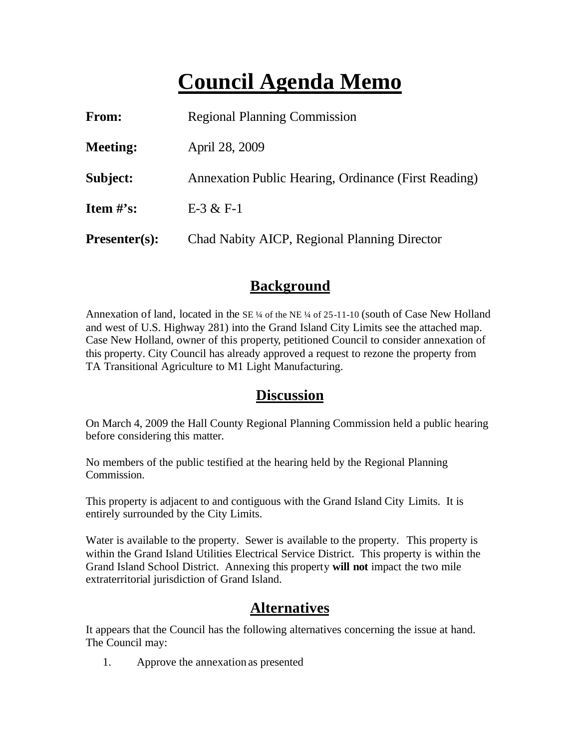# Council Agenda Memo

**From:** Regional Planning Commission

**Meeting:** April 28, 2009

**Subject:** Annexation Public Hearing, Ordinance (First Reading)

**Item #'s:** E-3 & F-1

**Presenter(s):** Chad Nabity AICP, Regional Planning Director

## Background

Annexation of land, located in the SE ¼ of the NE ¼ of 25-11-10 (south of Case New Holland and west of U.S. Highway 281) into the Grand Island City Limits see the attached map. Case New Holland, owner of this property, petitioned Council to consider annexation of this property. City Council has already approved a request to rezone the property from TA Transitional Agriculture to M1 Light Manufacturing.

## Discussion

On March 4, 2009 the Hall County Regional Planning Commission held a public hearing before considering this matter.

No members of the public testified at the hearing held by the Regional Planning Commission.

This property is adjacent to and contiguous with the Grand Island City Limits. It is entirely surrounded by the City Limits.

Water is available to the property. Sewer is available to the property. This property is within the Grand Island Utilities Electrical Service District. This property is within the Grand Island School District. Annexing this property **will not** impact the two mile extraterritorial jurisdiction of Grand Island.

## Alternatives

It appears that the Council has the following alternatives concerning the issue at hand. The Council may:

1. Approve the annexation as presented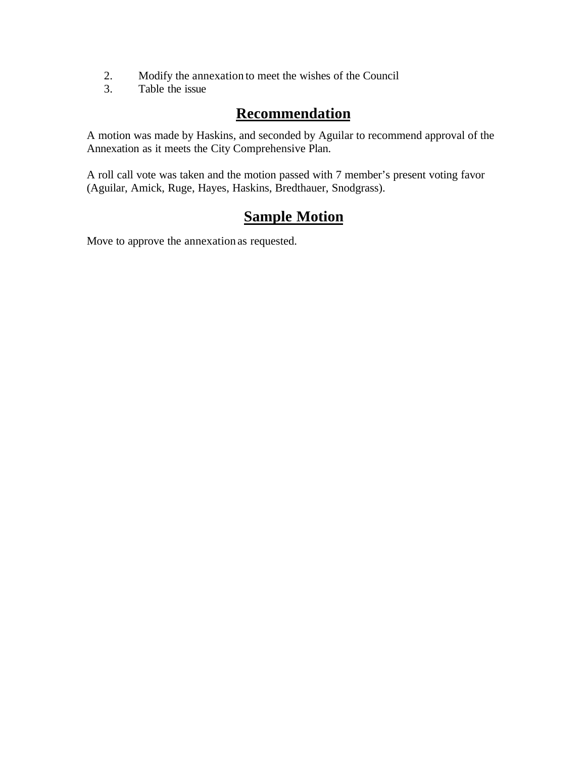2. Modify the annexation to meet the wishes of the Council
3. Table the issue

## Recommendation

A motion was made by Haskins, and seconded by Aguilar to recommend approval of the Annexation as it meets the City Comprehensive Plan.

A roll call vote was taken and the motion passed with 7 member's present voting favor (Aguilar, Amick, Ruge, Hayes, Haskins, Bredthauer, Snodgrass).

## Sample Motion

Move to approve the annexation as requested.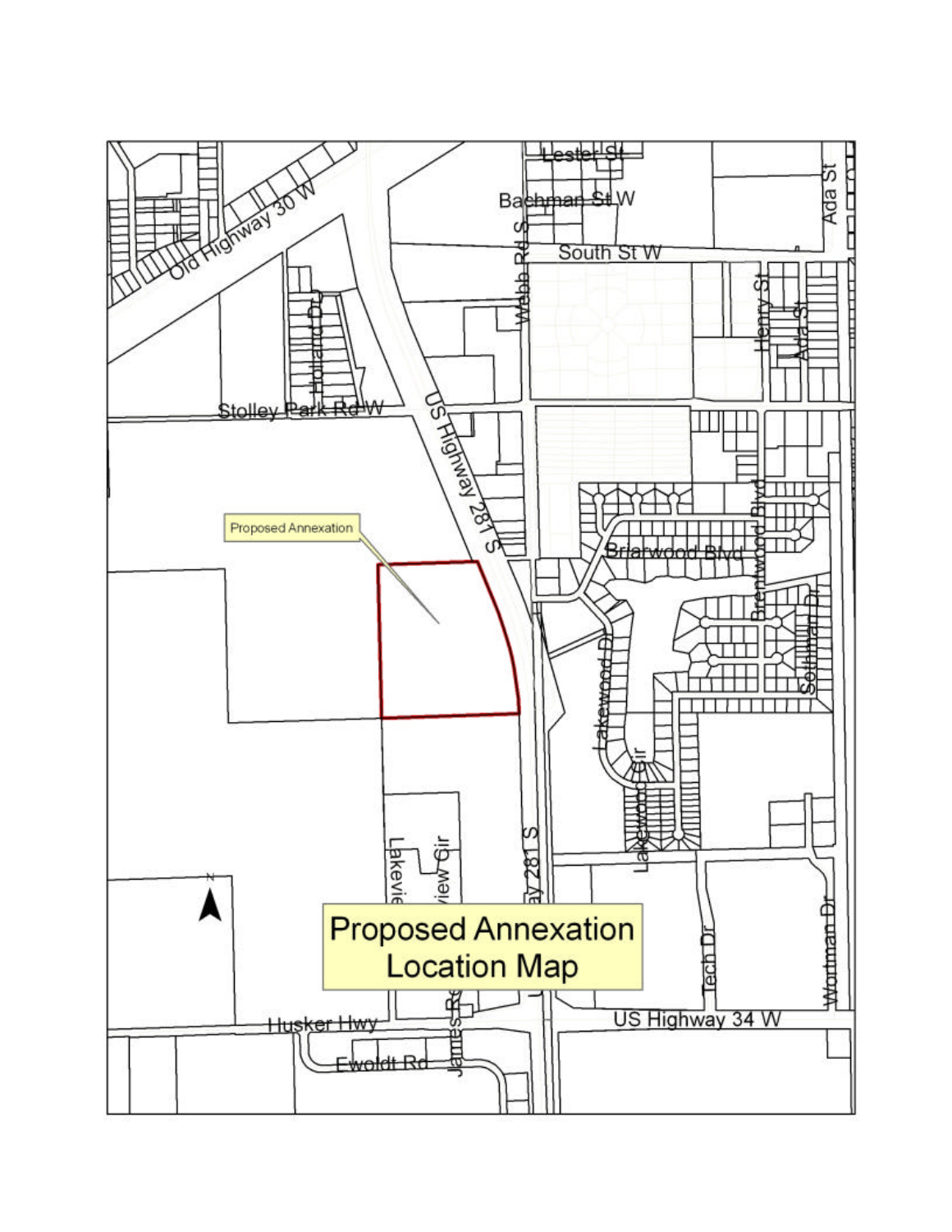# Proposed Annexation Location Map

Proposed Annexation

Lester St
Bachman St W
Ada St
Old Highway 30 W
South St W
Webb Rd S
Henry St
Ada St
Holland Dr
Stolley Park Rd W
US Highway 281 S
Briarwood Blvd
Brentwood Blvd
Lakewood Dr
Sothman Dr
Lakewood Cir
Lakeview Cir
US Highway 281 S
Tech Dr
Wortman Dr
Husker Hwy
James Rd
US Highway 34 W
Ewoldt Rd